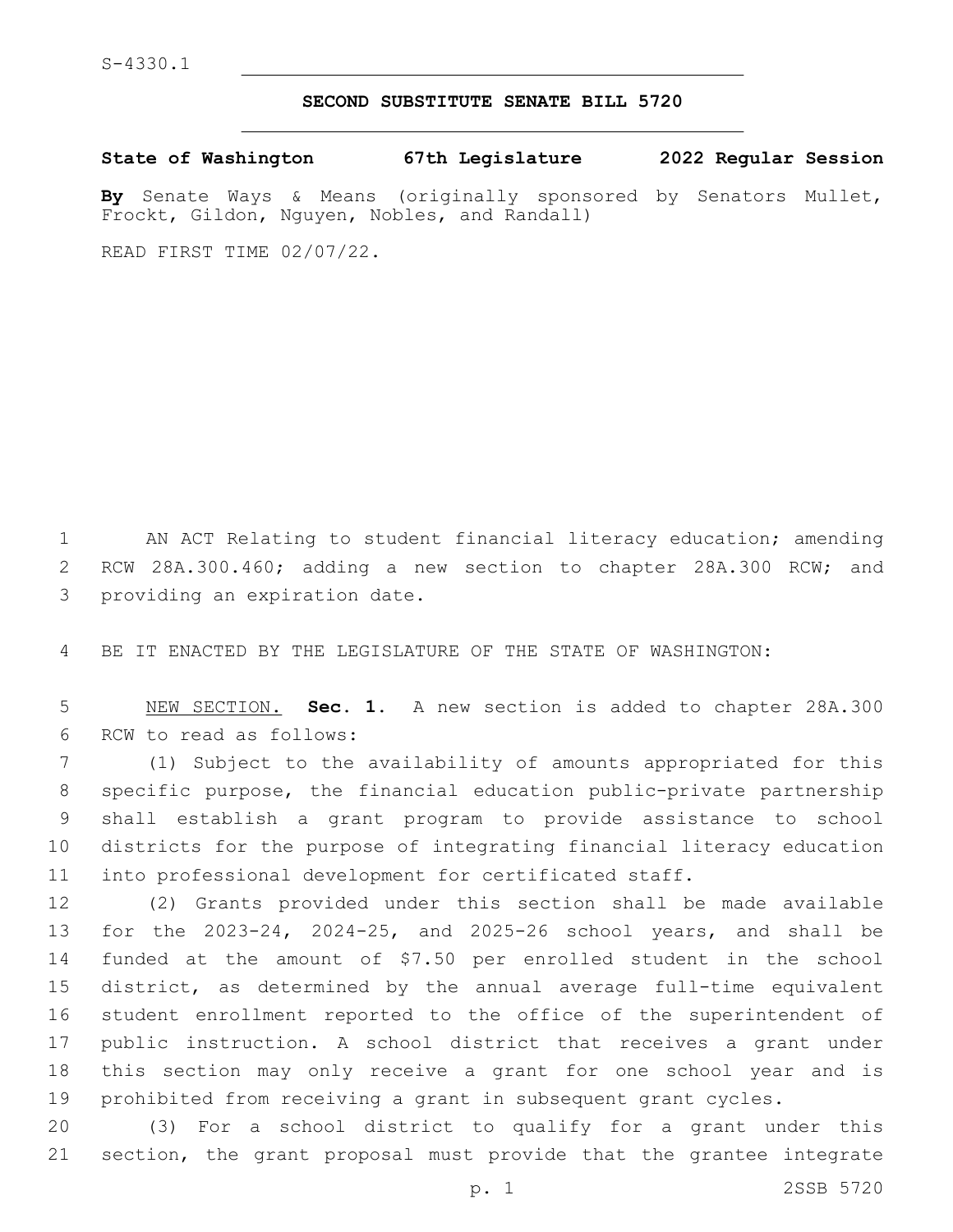S-4330.1

## SECOND SUBSTITUTE SENATE BILL 5720

**State of Washington 67th Legislature 2022 Regular Session**

**By** Senate Ways & Means (originally sponsored by Senators Mullet, Frockt, Gildon, Nguyen, Nobles, and Randall)

READ FIRST TIME 02/07/22.

AN ACT Relating to student financial literacy education; amending RCW 28A.300.460; adding a new section to chapter 28A.300 RCW; and providing an expiration date.

BE IT ENACTED BY THE LEGISLATURE OF THE STATE OF WASHINGTON:

NEW SECTION. **Sec. 1.** A new section is added to chapter 28A.300 RCW to read as follows:

(1) Subject to the availability of amounts appropriated for this specific purpose, the financial education public-private partnership shall establish a grant program to provide assistance to school districts for the purpose of integrating financial literacy education into professional development for certificated staff.

(2) Grants provided under this section shall be made available for the 2023-24, 2024-25, and 2025-26 school years, and shall be funded at the amount of $7.50 per enrolled student in the school district, as determined by the annual average full-time equivalent student enrollment reported to the office of the superintendent of public instruction. A school district that receives a grant under this section may only receive a grant for one school year and is prohibited from receiving a grant in subsequent grant cycles.

(3) For a school district to qualify for a grant under this section, the grant proposal must provide that the grantee integrate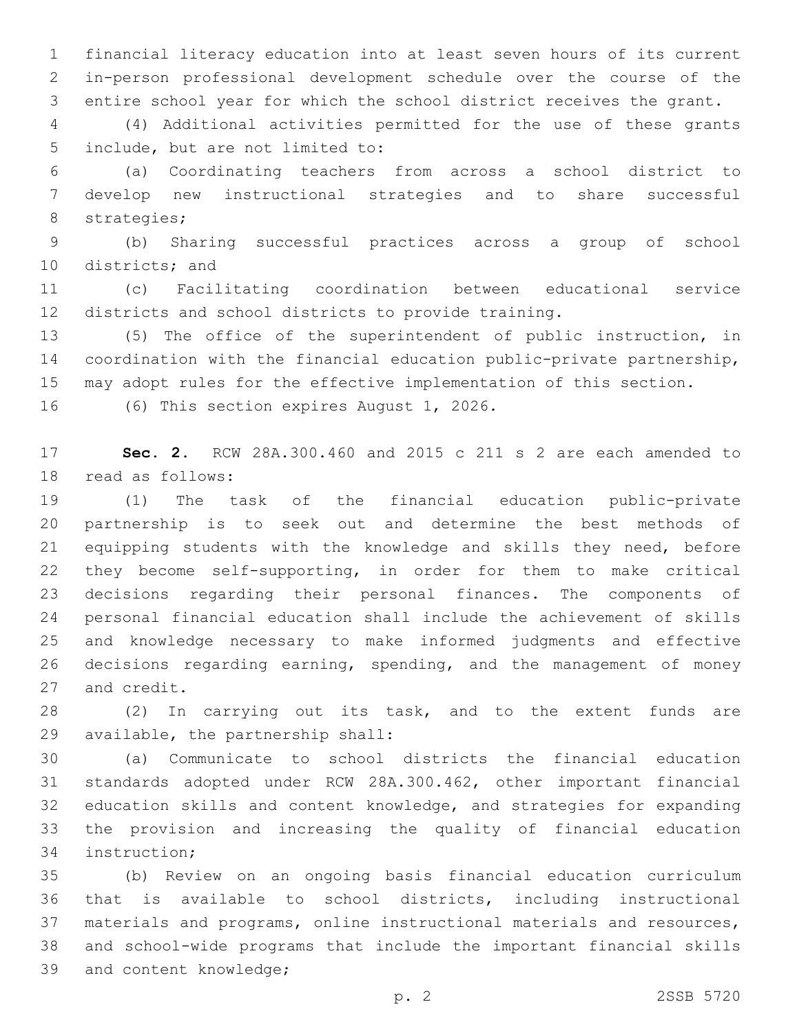financial literacy education into at least seven hours of its current in-person professional development schedule over the course of the entire school year for which the school district receives the grant.

(4) Additional activities permitted for the use of these grants include, but are not limited to:

(a) Coordinating teachers from across a school district to develop new instructional strategies and to share successful strategies;

(b) Sharing successful practices across a group of school districts; and

(c) Facilitating coordination between educational service districts and school districts to provide training.

(5) The office of the superintendent of public instruction, in coordination with the financial education public-private partnership, may adopt rules for the effective implementation of this section.

(6) This section expires August 1, 2026.

**Sec. 2.** RCW 28A.300.460 and 2015 c 211 s 2 are each amended to read as follows:

(1) The task of the financial education public-private partnership is to seek out and determine the best methods of equipping students with the knowledge and skills they need, before they become self-supporting, in order for them to make critical decisions regarding their personal finances. The components of personal financial education shall include the achievement of skills and knowledge necessary to make informed judgments and effective decisions regarding earning, spending, and the management of money and credit.

(2) In carrying out its task, and to the extent funds are available, the partnership shall:

(a) Communicate to school districts the financial education standards adopted under RCW 28A.300.462, other important financial education skills and content knowledge, and strategies for expanding the provision and increasing the quality of financial education instruction;

(b) Review on an ongoing basis financial education curriculum that is available to school districts, including instructional materials and programs, online instructional materials and resources, and school-wide programs that include the important financial skills and content knowledge;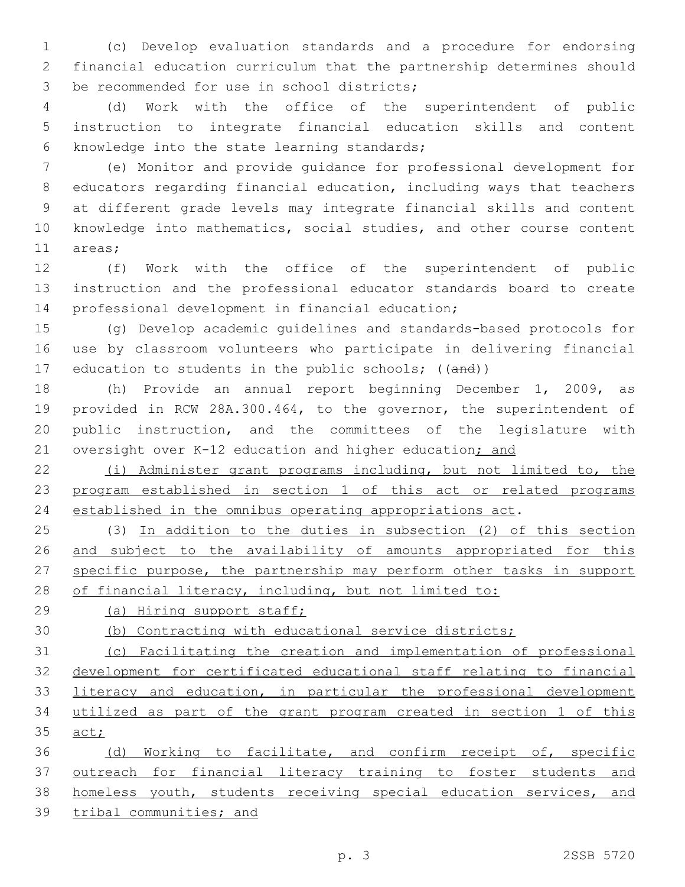(c) Develop evaluation standards and a procedure for endorsing financial education curriculum that the partnership determines should be recommended for use in school districts;

(d) Work with the office of the superintendent of public instruction to integrate financial education skills and content knowledge into the state learning standards;

(e) Monitor and provide guidance for professional development for educators regarding financial education, including ways that teachers at different grade levels may integrate financial skills and content knowledge into mathematics, social studies, and other course content areas;

(f) Work with the office of the superintendent of public instruction and the professional educator standards board to create professional development in financial education;

(g) Develop academic guidelines and standards-based protocols for use by classroom volunteers who participate in delivering financial education to students in the public schools; ((~~and~~))

(h) Provide an annual report beginning December 1, 2009, as provided in RCW 28A.300.464, to the governor, the superintendent of public instruction, and the committees of the legislature with oversight over K-12 education and higher education<u>; and</u>

<u>(i) Administer grant programs including, but not limited to, the program established in section 1 of this act or related programs established in the omnibus operating appropriations act</u>.

(3) <u>In addition to the duties in subsection (2) of this section and subject to the availability of amounts appropriated for this specific purpose, the partnership may perform other tasks in support of financial literacy, including, but not limited to:</u>

<u>(a) Hiring support staff;</u>

<u>(b) Contracting with educational service districts;</u>

<u>(c) Facilitating the creation and implementation of professional development for certificated educational staff relating to financial literacy and education, in particular the professional development utilized as part of the grant program created in section 1 of this act;</u>

<u>(d) Working to facilitate, and confirm receipt of, specific outreach for financial literacy training to foster students and homeless youth, students receiving special education services, and tribal communities; and</u>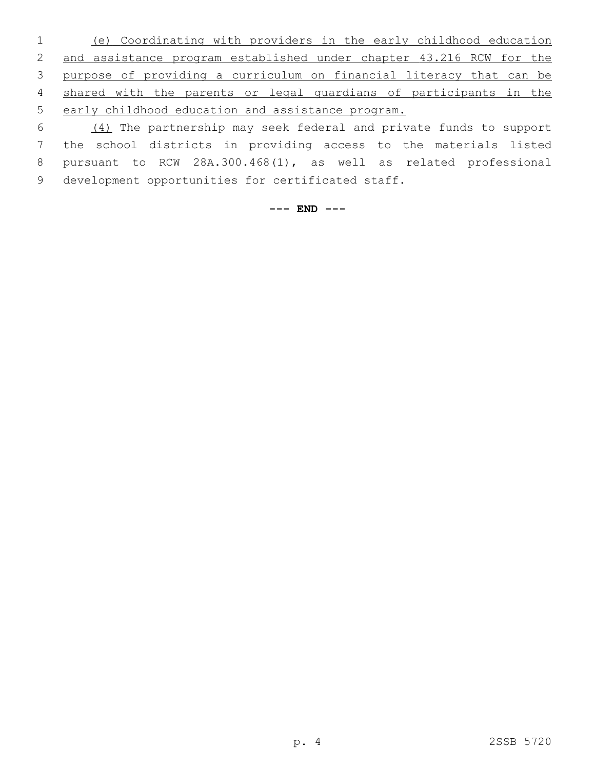(e) Coordinating with providers in the early childhood education and assistance program established under chapter 43.216 RCW for the purpose of providing a curriculum on financial literacy that can be shared with the parents or legal guardians of participants in the early childhood education and assistance program.

(4) The partnership may seek federal and private funds to support the school districts in providing access to the materials listed pursuant to RCW 28A.300.468(1), as well as related professional development opportunities for certificated staff.

**--- END ---**